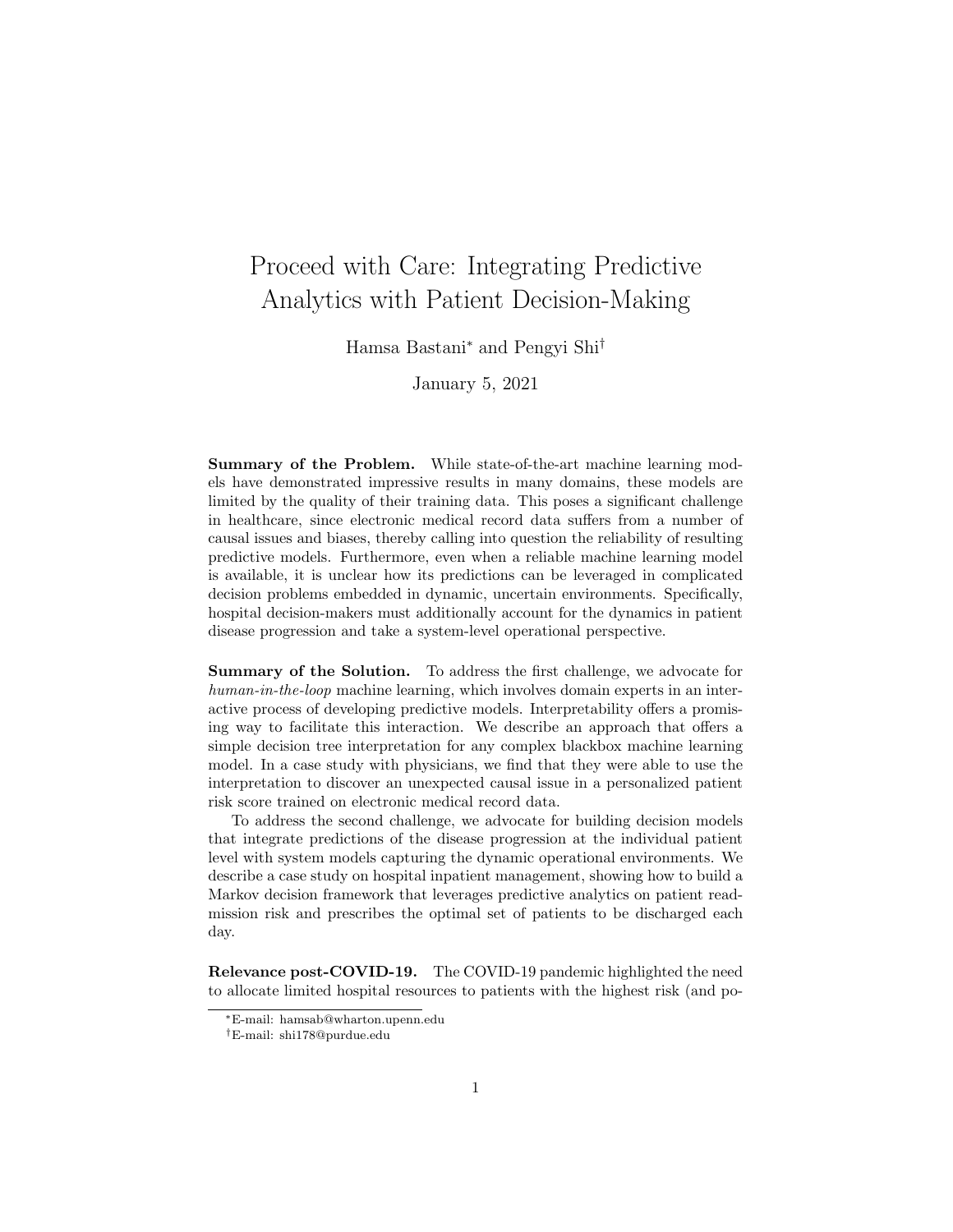# Proceed with Care: Integrating Predictive Analytics with Patient Decision-Making

Hamsa Bastani* and Pengyi Shi†

January 5, 2021

**Summary of the Problem.** While state-of-the-art machine learning models have demonstrated impressive results in many domains, these models are limited by the quality of their training data. This poses a significant challenge in healthcare, since electronic medical record data suffers from a number of causal issues and biases, thereby calling into question the reliability of resulting predictive models. Furthermore, even when a reliable machine learning model is available, it is unclear how its predictions can be leveraged in complicated decision problems embedded in dynamic, uncertain environments. Specifically, hospital decision-makers must additionally account for the dynamics in patient disease progression and take a system-level operational perspective.

**Summary of the Solution.** To address the first challenge, we advocate for *human-in-the-loop* machine learning, which involves domain experts in an interactive process of developing predictive models. Interpretability offers a promising way to facilitate this interaction. We describe an approach that offers a simple decision tree interpretation for any complex blackbox machine learning model. In a case study with physicians, we find that they were able to use the interpretation to discover an unexpected causal issue in a personalized patient risk score trained on electronic medical record data.

To address the second challenge, we advocate for building decision models that integrate predictions of the disease progression at the individual patient level with system models capturing the dynamic operational environments. We describe a case study on hospital inpatient management, showing how to build a Markov decision framework that leverages predictive analytics on patient readmission risk and prescribes the optimal set of patients to be discharged each day.

**Relevance post-COVID-19.** The COVID-19 pandemic highlighted the need to allocate limited hospital resources to patients with the highest risk (and po-

*E-mail: hamsab@wharton.upenn.edu

†E-mail: shi178@purdue.edu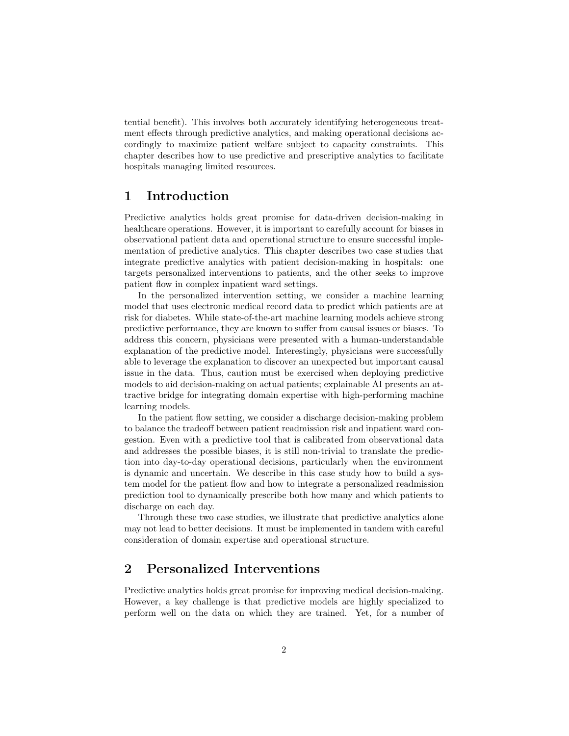tential benefit). This involves both accurately identifying heterogeneous treatment effects through predictive analytics, and making operational decisions accordingly to maximize patient welfare subject to capacity constraints. This chapter describes how to use predictive and prescriptive analytics to facilitate hospitals managing limited resources.

## 1 Introduction

Predictive analytics holds great promise for data-driven decision-making in healthcare operations. However, it is important to carefully account for biases in observational patient data and operational structure to ensure successful implementation of predictive analytics. This chapter describes two case studies that integrate predictive analytics with patient decision-making in hospitals: one targets personalized interventions to patients, and the other seeks to improve patient flow in complex inpatient ward settings.

In the personalized intervention setting, we consider a machine learning model that uses electronic medical record data to predict which patients are at risk for diabetes. While state-of-the-art machine learning models achieve strong predictive performance, they are known to suffer from causal issues or biases. To address this concern, physicians were presented with a human-understandable explanation of the predictive model. Interestingly, physicians were successfully able to leverage the explanation to discover an unexpected but important causal issue in the data. Thus, caution must be exercised when deploying predictive models to aid decision-making on actual patients; explainable AI presents an attractive bridge for integrating domain expertise with high-performing machine learning models.

In the patient flow setting, we consider a discharge decision-making problem to balance the tradeoff between patient readmission risk and inpatient ward congestion. Even with a predictive tool that is calibrated from observational data and addresses the possible biases, it is still non-trivial to translate the prediction into day-to-day operational decisions, particularly when the environment is dynamic and uncertain. We describe in this case study how to build a system model for the patient flow and how to integrate a personalized readmission prediction tool to dynamically prescribe both how many and which patients to discharge on each day.

Through these two case studies, we illustrate that predictive analytics alone may not lead to better decisions. It must be implemented in tandem with careful consideration of domain expertise and operational structure.

## 2 Personalized Interventions

Predictive analytics holds great promise for improving medical decision-making. However, a key challenge is that predictive models are highly specialized to perform well on the data on which they are trained. Yet, for a number of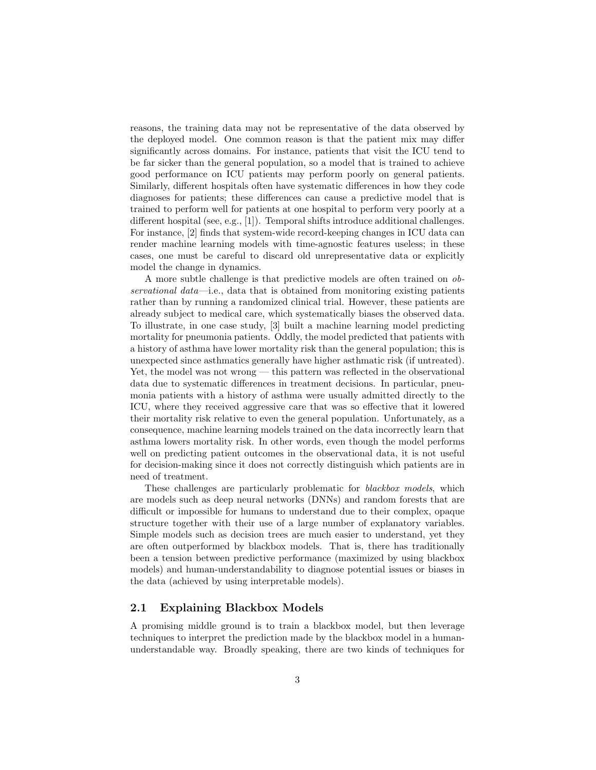reasons, the training data may not be representative of the data observed by the deployed model. One common reason is that the patient mix may differ significantly across domains. For instance, patients that visit the ICU tend to be far sicker than the general population, so a model that is trained to achieve good performance on ICU patients may perform poorly on general patients. Similarly, different hospitals often have systematic differences in how they code diagnoses for patients; these differences can cause a predictive model that is trained to perform well for patients at one hospital to perform very poorly at a different hospital (see, e.g., [1]). Temporal shifts introduce additional challenges. For instance, [2] finds that system-wide record-keeping changes in ICU data can render machine learning models with time-agnostic features useless; in these cases, one must be careful to discard old unrepresentative data or explicitly model the change in dynamics.

A more subtle challenge is that predictive models are often trained on *observational data*—i.e., data that is obtained from monitoring existing patients rather than by running a randomized clinical trial. However, these patients are already subject to medical care, which systematically biases the observed data. To illustrate, in one case study, [3] built a machine learning model predicting mortality for pneumonia patients. Oddly, the model predicted that patients with a history of asthma have lower mortality risk than the general population; this is unexpected since asthmatics generally have higher asthmatic risk (if untreated). Yet, the model was not wrong — this pattern was reflected in the observational data due to systematic differences in treatment decisions. In particular, pneumonia patients with a history of asthma were usually admitted directly to the ICU, where they received aggressive care that was so effective that it lowered their mortality risk relative to even the general population. Unfortunately, as a consequence, machine learning models trained on the data incorrectly learn that asthma lowers mortality risk. In other words, even though the model performs well on predicting patient outcomes in the observational data, it is not useful for decision-making since it does not correctly distinguish which patients are in need of treatment.

These challenges are particularly problematic for *blackbox models*, which are models such as deep neural networks (DNNs) and random forests that are difficult or impossible for humans to understand due to their complex, opaque structure together with their use of a large number of explanatory variables. Simple models such as decision trees are much easier to understand, yet they are often outperformed by blackbox models. That is, there has traditionally been a tension between predictive performance (maximized by using blackbox models) and human-understandability to diagnose potential issues or biases in the data (achieved by using interpretable models).

## 2.1 Explaining Blackbox Models

A promising middle ground is to train a blackbox model, but then leverage techniques to interpret the prediction made by the blackbox model in a human-understandable way. Broadly speaking, there are two kinds of techniques for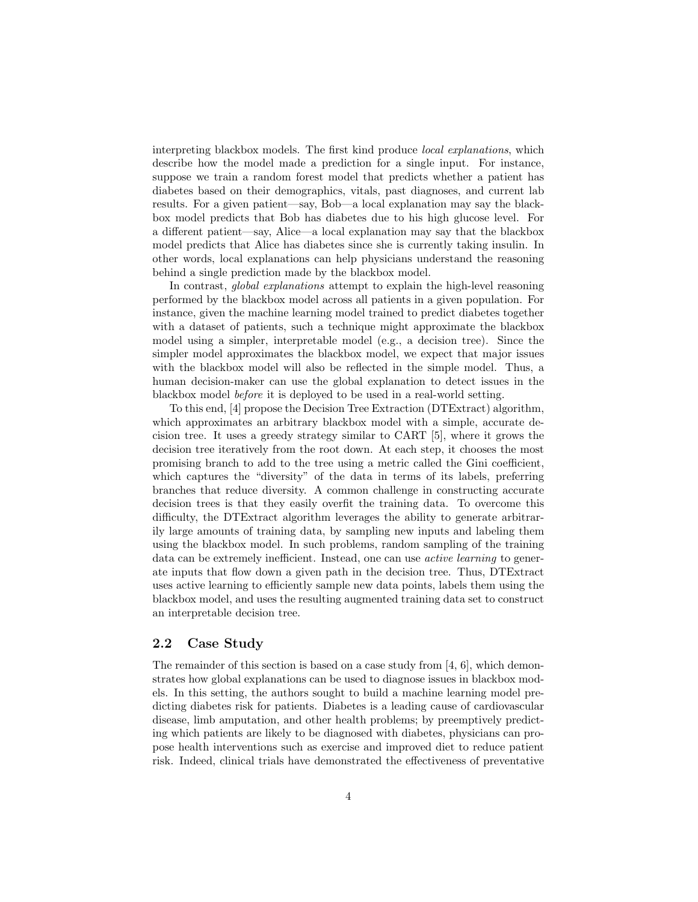interpreting blackbox models. The first kind produce *local explanations*, which describe how the model made a prediction for a single input. For instance, suppose we train a random forest model that predicts whether a patient has diabetes based on their demographics, vitals, past diagnoses, and current lab results. For a given patient—say, Bob—a local explanation may say the blackbox model predicts that Bob has diabetes due to his high glucose level. For a different patient—say, Alice—a local explanation may say that the blackbox model predicts that Alice has diabetes since she is currently taking insulin. In other words, local explanations can help physicians understand the reasoning behind a single prediction made by the blackbox model.

In contrast, *global explanations* attempt to explain the high-level reasoning performed by the blackbox model across all patients in a given population. For instance, given the machine learning model trained to predict diabetes together with a dataset of patients, such a technique might approximate the blackbox model using a simpler, interpretable model (e.g., a decision tree). Since the simpler model approximates the blackbox model, we expect that major issues with the blackbox model will also be reflected in the simple model. Thus, a human decision-maker can use the global explanation to detect issues in the blackbox model *before* it is deployed to be used in a real-world setting.

To this end, [4] propose the Decision Tree Extraction (DTExtract) algorithm, which approximates an arbitrary blackbox model with a simple, accurate decision tree. It uses a greedy strategy similar to CART [5], where it grows the decision tree iteratively from the root down. At each step, it chooses the most promising branch to add to the tree using a metric called the Gini coefficient, which captures the "diversity" of the data in terms of its labels, preferring branches that reduce diversity. A common challenge in constructing accurate decision trees is that they easily overfit the training data. To overcome this difficulty, the DTExtract algorithm leverages the ability to generate arbitrarily large amounts of training data, by sampling new inputs and labeling them using the blackbox model. In such problems, random sampling of the training data can be extremely inefficient. Instead, one can use *active learning* to generate inputs that flow down a given path in the decision tree. Thus, DTExtract uses active learning to efficiently sample new data points, labels them using the blackbox model, and uses the resulting augmented training data set to construct an interpretable decision tree.

## 2.2 Case Study

The remainder of this section is based on a case study from [4, 6], which demonstrates how global explanations can be used to diagnose issues in blackbox models. In this setting, the authors sought to build a machine learning model predicting diabetes risk for patients. Diabetes is a leading cause of cardiovascular disease, limb amputation, and other health problems; by preemptively predicting which patients are likely to be diagnosed with diabetes, physicians can propose health interventions such as exercise and improved diet to reduce patient risk. Indeed, clinical trials have demonstrated the effectiveness of preventative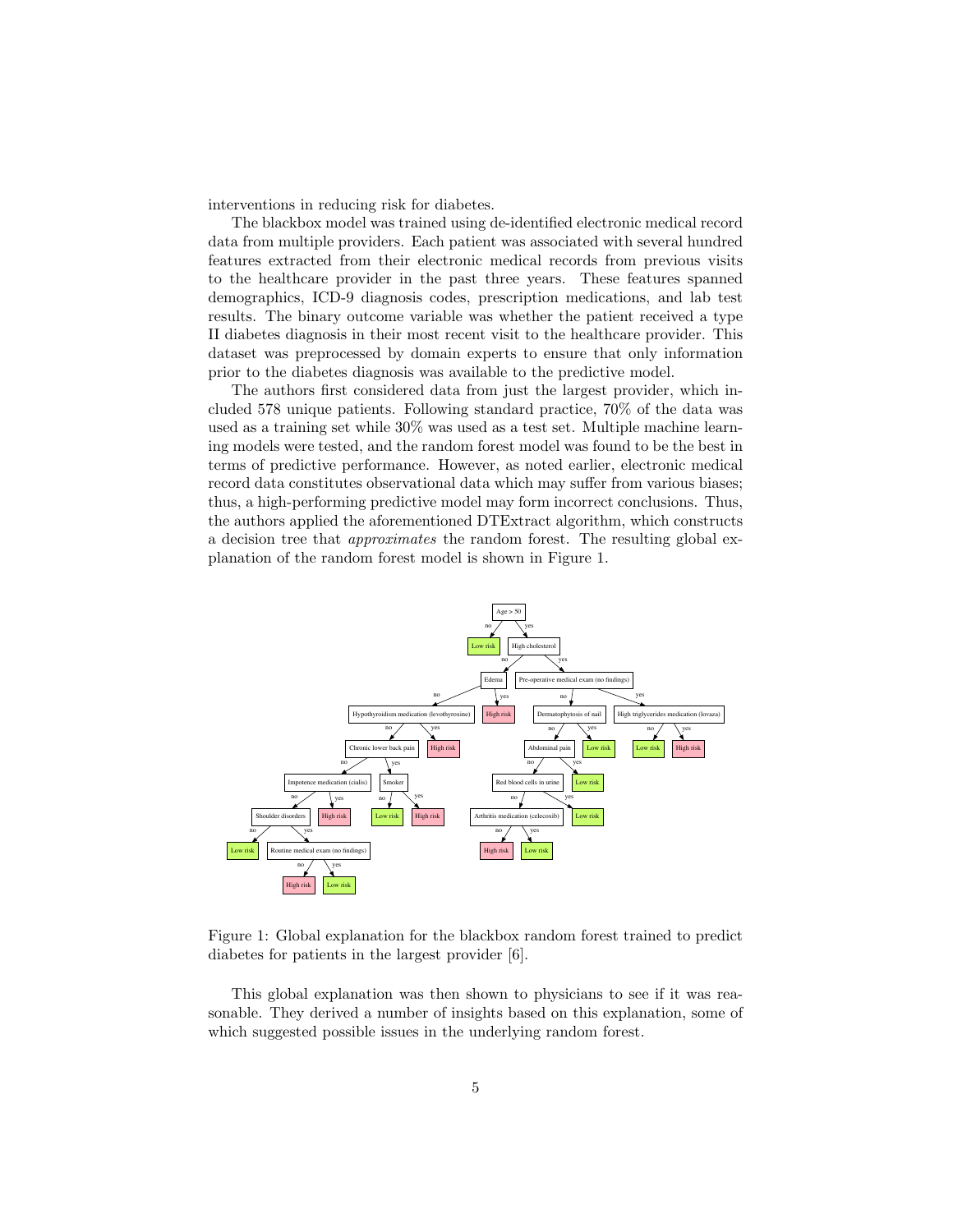interventions in reducing risk for diabetes.

The blackbox model was trained using de-identified electronic medical record data from multiple providers. Each patient was associated with several hundred features extracted from their electronic medical records from previous visits to the healthcare provider in the past three years. These features spanned demographics, ICD-9 diagnosis codes, prescription medications, and lab test results. The binary outcome variable was whether the patient received a type II diabetes diagnosis in their most recent visit to the healthcare provider. This dataset was preprocessed by domain experts to ensure that only information prior to the diabetes diagnosis was available to the predictive model.

The authors first considered data from just the largest provider, which included 578 unique patients. Following standard practice, 70% of the data was used as a training set while 30% was used as a test set. Multiple machine learning models were tested, and the random forest model was found to be the best in terms of predictive performance. However, as noted earlier, electronic medical record data constitutes observational data which may suffer from various biases; thus, a high-performing predictive model may form incorrect conclusions. Thus, the authors applied the aforementioned DTExtract algorithm, which constructs a decision tree that *approximates* the random forest. The resulting global explanation of the random forest model is shown in Figure 1.

Figure 1: Global explanation for the blackbox random forest trained to predict diabetes for patients in the largest provider [6].

This global explanation was then shown to physicians to see if it was reasonable. They derived a number of insights based on this explanation, some of which suggested possible issues in the underlying random forest.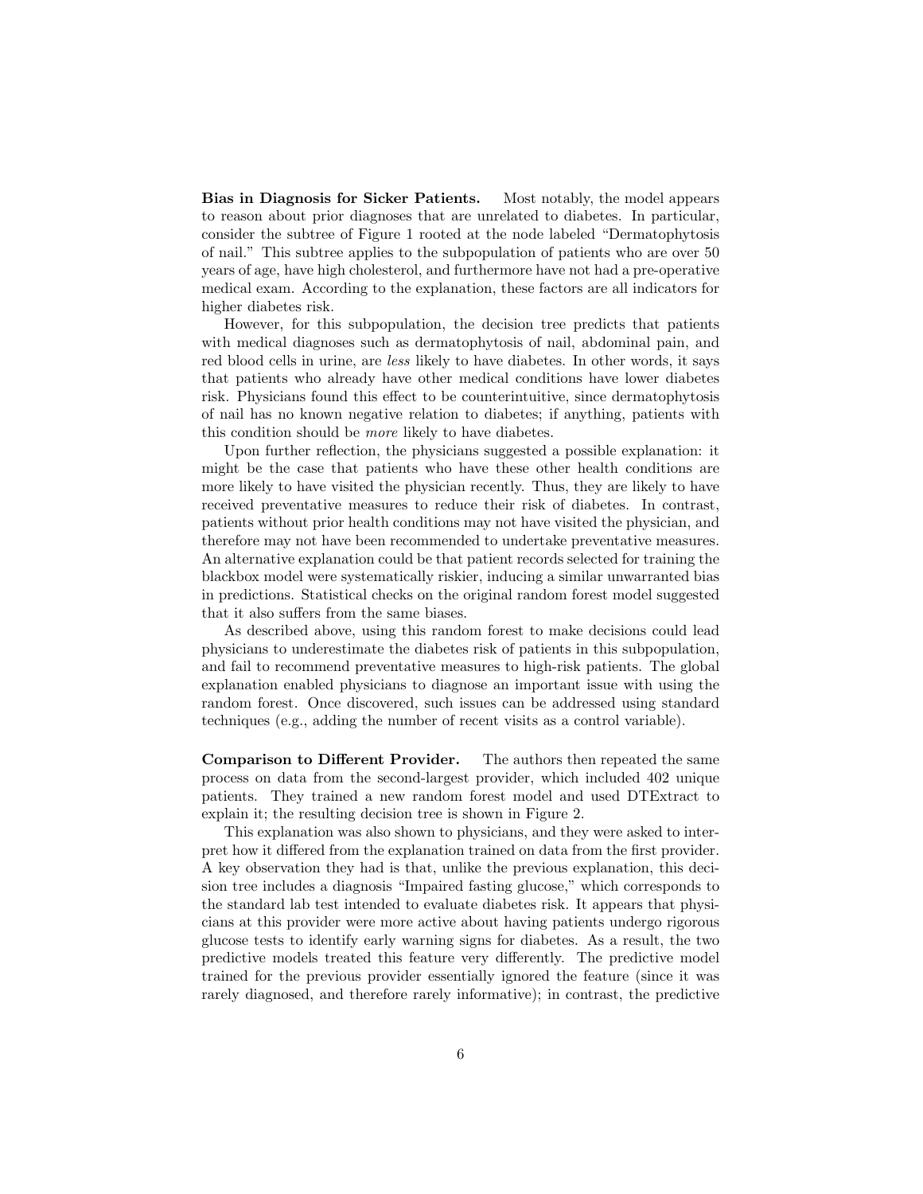**Bias in Diagnosis for Sicker Patients.** Most notably, the model appears to reason about prior diagnoses that are unrelated to diabetes. In particular, consider the subtree of Figure 1 rooted at the node labeled "Dermatophytosis of nail." This subtree applies to the subpopulation of patients who are over 50 years of age, have high cholesterol, and furthermore have not had a pre-operative medical exam. According to the explanation, these factors are all indicators for higher diabetes risk.

However, for this subpopulation, the decision tree predicts that patients with medical diagnoses such as dermatophytosis of nail, abdominal pain, and red blood cells in urine, are *less* likely to have diabetes. In other words, it says that patients who already have other medical conditions have lower diabetes risk. Physicians found this effect to be counterintuitive, since dermatophytosis of nail has no known negative relation to diabetes; if anything, patients with this condition should be *more* likely to have diabetes.

Upon further reflection, the physicians suggested a possible explanation: it might be the case that patients who have these other health conditions are more likely to have visited the physician recently. Thus, they are likely to have received preventative measures to reduce their risk of diabetes. In contrast, patients without prior health conditions may not have visited the physician, and therefore may not have been recommended to undertake preventative measures. An alternative explanation could be that patient records selected for training the blackbox model were systematically riskier, inducing a similar unwarranted bias in predictions. Statistical checks on the original random forest model suggested that it also suffers from the same biases.

As described above, using this random forest to make decisions could lead physicians to underestimate the diabetes risk of patients in this subpopulation, and fail to recommend preventative measures to high-risk patients. The global explanation enabled physicians to diagnose an important issue with using the random forest. Once discovered, such issues can be addressed using standard techniques (e.g., adding the number of recent visits as a control variable).

**Comparison to Different Provider.** The authors then repeated the same process on data from the second-largest provider, which included 402 unique patients. They trained a new random forest model and used DTExtract to explain it; the resulting decision tree is shown in Figure 2.

This explanation was also shown to physicians, and they were asked to interpret how it differed from the explanation trained on data from the first provider. A key observation they had is that, unlike the previous explanation, this decision tree includes a diagnosis "Impaired fasting glucose," which corresponds to the standard lab test intended to evaluate diabetes risk. It appears that physicians at this provider were more active about having patients undergo rigorous glucose tests to identify early warning signs for diabetes. As a result, the two predictive models treated this feature very differently. The predictive model trained for the previous provider essentially ignored the feature (since it was rarely diagnosed, and therefore rarely informative); in contrast, the predictive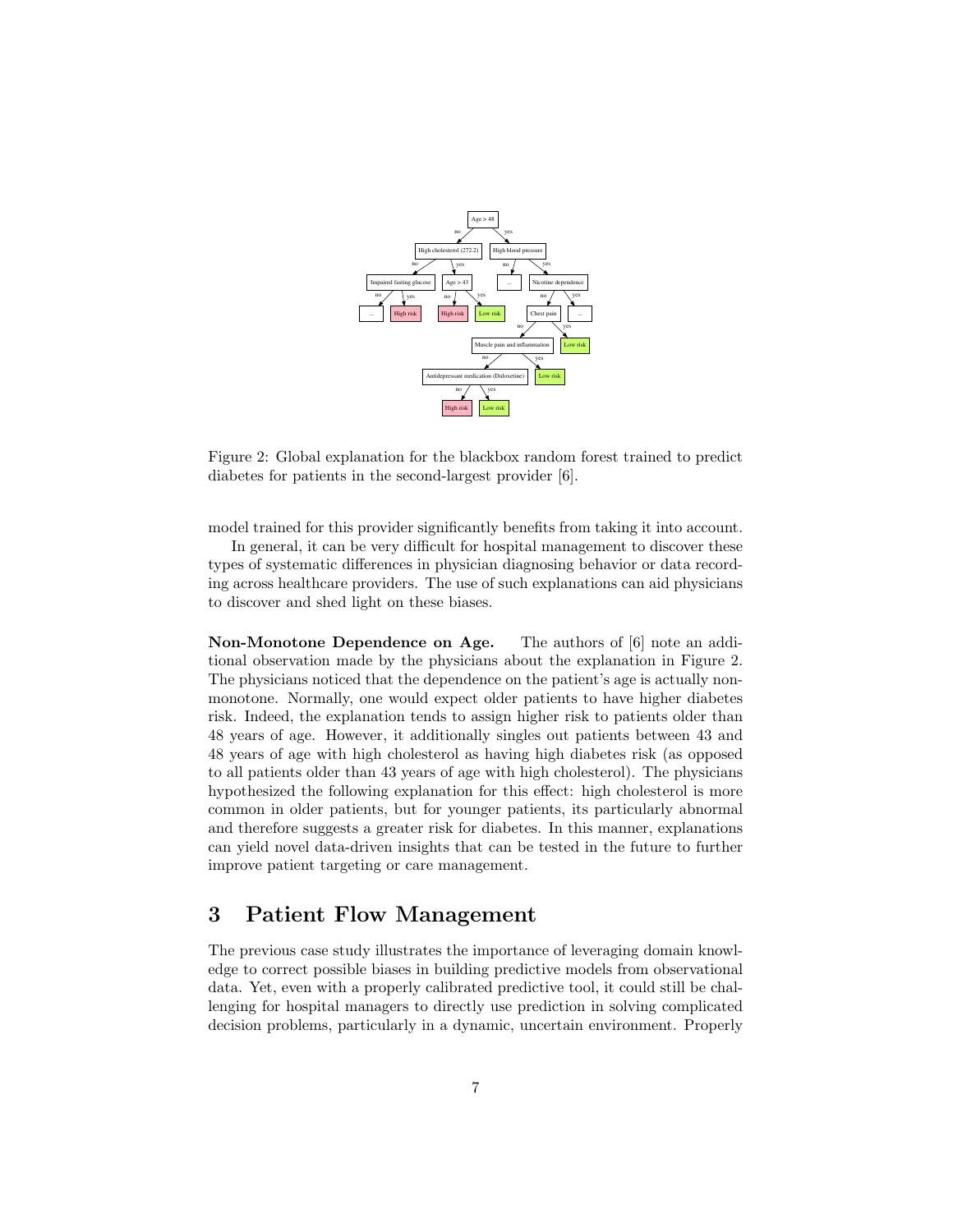Figure 2: Global explanation for the blackbox random forest trained to predict diabetes for patients in the second-largest provider [6].

model trained for this provider significantly benefits from taking it into account.

In general, it can be very difficult for hospital management to discover these types of systematic differences in physician diagnosing behavior or data recording across healthcare providers. The use of such explanations can aid physicians to discover and shed light on these biases.

**Non-Monotone Dependence on Age.** The authors of [6] note an additional observation made by the physicians about the explanation in Figure 2. The physicians noticed that the dependence on the patient's age is actually non-monotone. Normally, one would expect older patients to have higher diabetes risk. Indeed, the explanation tends to assign higher risk to patients older than 48 years of age. However, it additionally singles out patients between 43 and 48 years of age with high cholesterol as having high diabetes risk (as opposed to all patients older than 43 years of age with high cholesterol). The physicians hypothesized the following explanation for this effect: high cholesterol is more common in older patients, but for younger patients, its particularly abnormal and therefore suggests a greater risk for diabetes. In this manner, explanations can yield novel data-driven insights that can be tested in the future to further improve patient targeting or care management.

## 3 Patient Flow Management

The previous case study illustrates the importance of leveraging domain knowledge to correct possible biases in building predictive models from observational data. Yet, even with a properly calibrated predictive tool, it could still be challenging for hospital managers to directly use prediction in solving complicated decision problems, particularly in a dynamic, uncertain environment. Properly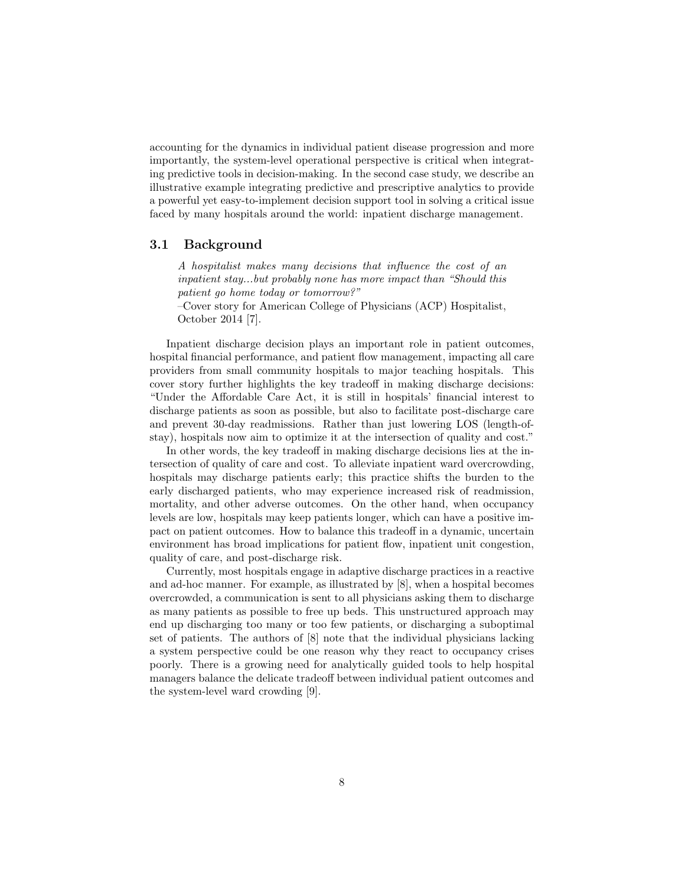accounting for the dynamics in individual patient disease progression and more importantly, the system-level operational perspective is critical when integrating predictive tools in decision-making. In the second case study, we describe an illustrative example integrating predictive and prescriptive analytics to provide a powerful yet easy-to-implement decision support tool in solving a critical issue faced by many hospitals around the world: inpatient discharge management.

## 3.1 Background

> *A hospitalist makes many decisions that influence the cost of an inpatient stay...but probably none has more impact than "Should this patient go home today or tomorrow?"*
>
> –Cover story for American College of Physicians (ACP) Hospitalist, October 2014 [7].

Inpatient discharge decision plays an important role in patient outcomes, hospital financial performance, and patient flow management, impacting all care providers from small community hospitals to major teaching hospitals. This cover story further highlights the key tradeoff in making discharge decisions: "Under the Affordable Care Act, it is still in hospitals' financial interest to discharge patients as soon as possible, but also to facilitate post-discharge care and prevent 30-day readmissions. Rather than just lowering LOS (length-of-stay), hospitals now aim to optimize it at the intersection of quality and cost."

In other words, the key tradeoff in making discharge decisions lies at the intersection of quality of care and cost. To alleviate inpatient ward overcrowding, hospitals may discharge patients early; this practice shifts the burden to the early discharged patients, who may experience increased risk of readmission, mortality, and other adverse outcomes. On the other hand, when occupancy levels are low, hospitals may keep patients longer, which can have a positive impact on patient outcomes. How to balance this tradeoff in a dynamic, uncertain environment has broad implications for patient flow, inpatient unit congestion, quality of care, and post-discharge risk.

Currently, most hospitals engage in adaptive discharge practices in a reactive and ad-hoc manner. For example, as illustrated by [8], when a hospital becomes overcrowded, a communication is sent to all physicians asking them to discharge as many patients as possible to free up beds. This unstructured approach may end up discharging too many or too few patients, or discharging a suboptimal set of patients. The authors of [8] note that the individual physicians lacking a system perspective could be one reason why they react to occupancy crises poorly. There is a growing need for analytically guided tools to help hospital managers balance the delicate tradeoff between individual patient outcomes and the system-level ward crowding [9].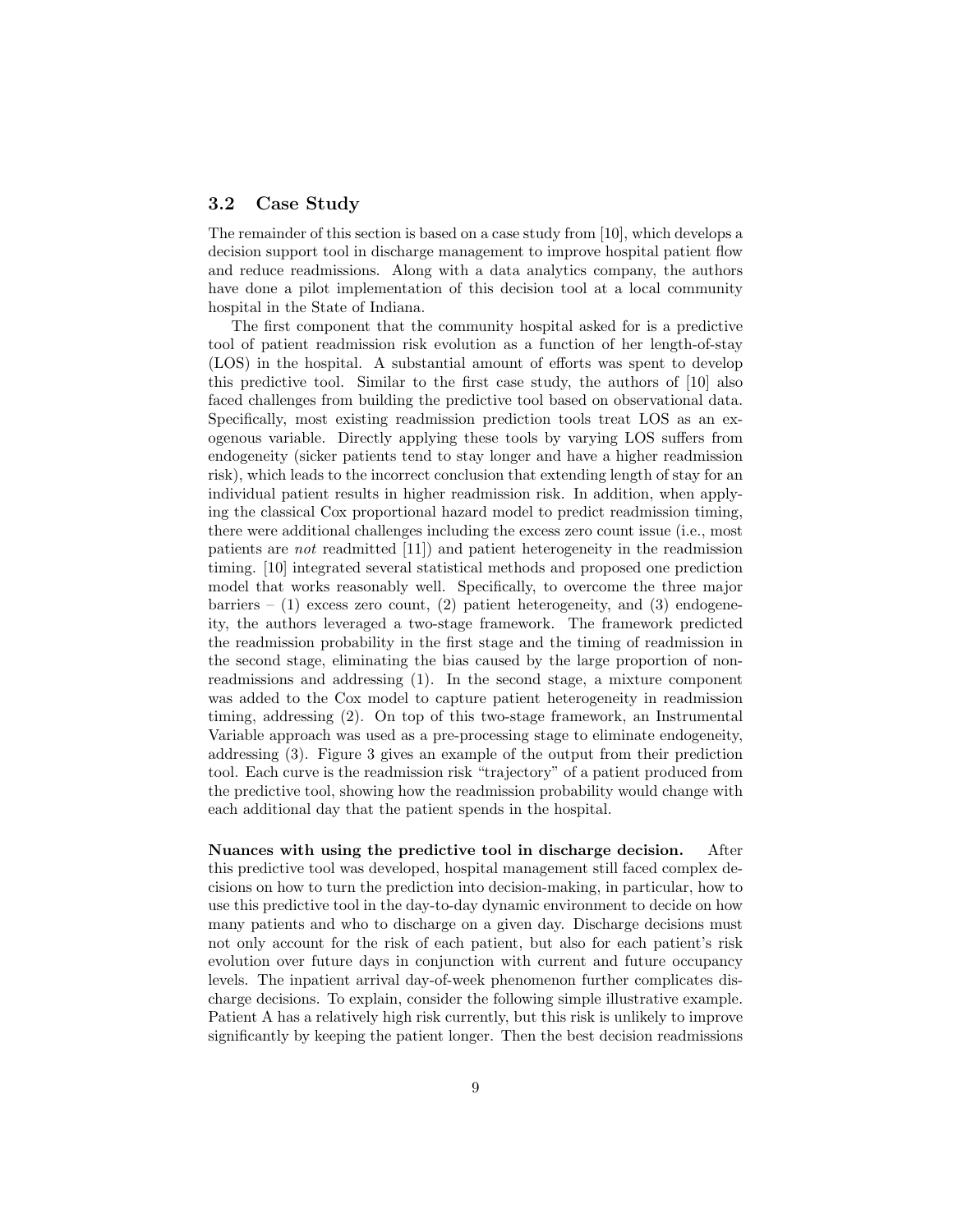### 3.2 Case Study

The remainder of this section is based on a case study from [10], which develops a decision support tool in discharge management to improve hospital patient flow and reduce readmissions. Along with a data analytics company, the authors have done a pilot implementation of this decision tool at a local community hospital in the State of Indiana.

The first component that the community hospital asked for is a predictive tool of patient readmission risk evolution as a function of her length-of-stay (LOS) in the hospital. A substantial amount of efforts was spent to develop this predictive tool. Similar to the first case study, the authors of [10] also faced challenges from building the predictive tool based on observational data. Specifically, most existing readmission prediction tools treat LOS as an exogenous variable. Directly applying these tools by varying LOS suffers from endogeneity (sicker patients tend to stay longer and have a higher readmission risk), which leads to the incorrect conclusion that extending length of stay for an individual patient results in higher readmission risk. In addition, when applying the classical Cox proportional hazard model to predict readmission timing, there were additional challenges including the excess zero count issue (i.e., most patients are *not* readmitted [11]) and patient heterogeneity in the readmission timing. [10] integrated several statistical methods and proposed one prediction model that works reasonably well. Specifically, to overcome the three major barriers – (1) excess zero count, (2) patient heterogeneity, and (3) endogeneity, the authors leveraged a two-stage framework. The framework predicted the readmission probability in the first stage and the timing of readmission in the second stage, eliminating the bias caused by the large proportion of non-readmissions and addressing (1). In the second stage, a mixture component was added to the Cox model to capture patient heterogeneity in readmission timing, addressing (2). On top of this two-stage framework, an Instrumental Variable approach was used as a pre-processing stage to eliminate endogeneity, addressing (3). Figure 3 gives an example of the output from their prediction tool. Each curve is the readmission risk "trajectory" of a patient produced from the predictive tool, showing how the readmission probability would change with each additional day that the patient spends in the hospital.

**Nuances with using the predictive tool in discharge decision.** After this predictive tool was developed, hospital management still faced complex decisions on how to turn the prediction into decision-making, in particular, how to use this predictive tool in the day-to-day dynamic environment to decide on how many patients and who to discharge on a given day. Discharge decisions must not only account for the risk of each patient, but also for each patient's risk evolution over future days in conjunction with current and future occupancy levels. The inpatient arrival day-of-week phenomenon further complicates discharge decisions. To explain, consider the following simple illustrative example. Patient A has a relatively high risk currently, but this risk is unlikely to improve significantly by keeping the patient longer. Then the best decision readmissions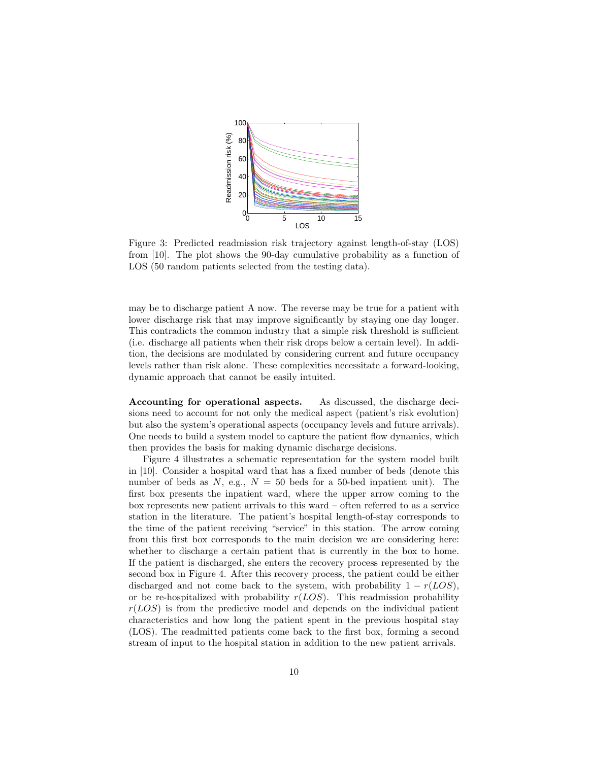Figure 3: Predicted readmission risk trajectory against length-of-stay (LOS) from [10]. The plot shows the 90-day cumulative probability as a function of LOS (50 random patients selected from the testing data).

may be to discharge patient A now. The reverse may be true for a patient with lower discharge risk that may improve significantly by staying one day longer. This contradicts the common industry that a simple risk threshold is sufficient (i.e. discharge all patients when their risk drops below a certain level). In addition, the decisions are modulated by considering current and future occupancy levels rather than risk alone. These complexities necessitate a forward-looking, dynamic approach that cannot be easily intuited.

**Accounting for operational aspects.** As discussed, the discharge decisions need to account for not only the medical aspect (patient's risk evolution) but also the system's operational aspects (occupancy levels and future arrivals). One needs to build a system model to capture the patient flow dynamics, which then provides the basis for making dynamic discharge decisions.

Figure 4 illustrates a schematic representation for the system model built in [10]. Consider a hospital ward that has a fixed number of beds (denote this number of beds as $N$, e.g., $N = 50$ beds for a 50-bed inpatient unit). The first box presents the inpatient ward, where the upper arrow coming to the box represents new patient arrivals to this ward – often referred to as a service station in the literature. The patient's hospital length-of-stay corresponds to the time of the patient receiving "service" in this station. The arrow coming from this first box corresponds to the main decision we are considering here: whether to discharge a certain patient that is currently in the box to home. If the patient is discharged, she enters the recovery process represented by the second box in Figure 4. After this recovery process, the patient could be either discharged and not come back to the system, with probability $1 - r(LOS)$, or be re-hospitalized with probability $r(LOS)$. This readmission probability $r(LOS)$ is from the predictive model and depends on the individual patient characteristics and how long the patient spent in the previous hospital stay (LOS). The readmitted patients come back to the first box, forming a second stream of input to the hospital station in addition to the new patient arrivals.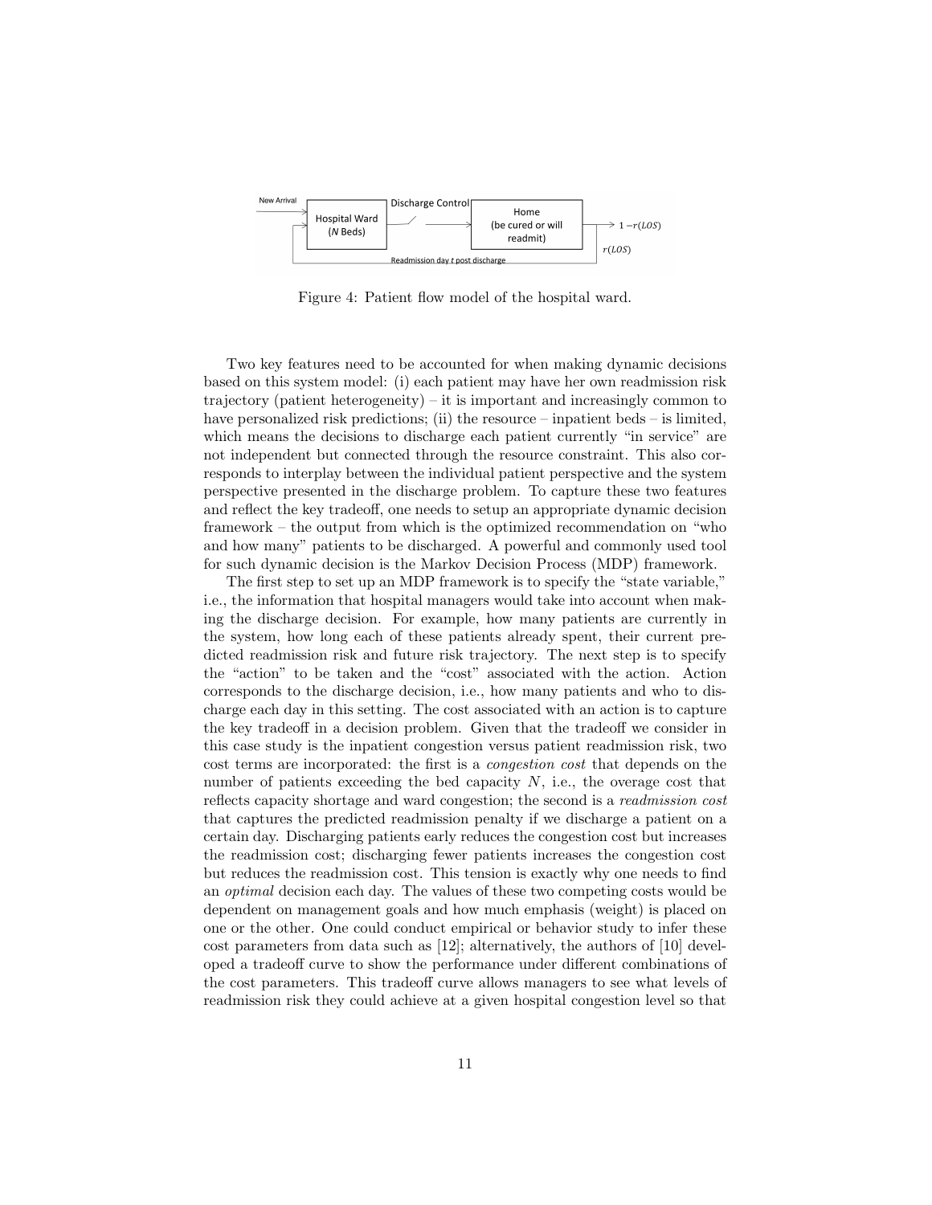Figure 4: Patient flow model of the hospital ward.

Two key features need to be accounted for when making dynamic decisions based on this system model: (i) each patient may have her own readmission risk trajectory (patient heterogeneity) – it is important and increasingly common to have personalized risk predictions; (ii) the resource – inpatient beds – is limited, which means the decisions to discharge each patient currently "in service" are not independent but connected through the resource constraint. This also corresponds to interplay between the individual patient perspective and the system perspective presented in the discharge problem. To capture these two features and reflect the key tradeoff, one needs to setup an appropriate dynamic decision framework – the output from which is the optimized recommendation on "who and how many" patients to be discharged. A powerful and commonly used tool for such dynamic decision is the Markov Decision Process (MDP) framework.

The first step to set up an MDP framework is to specify the "state variable," i.e., the information that hospital managers would take into account when making the discharge decision. For example, how many patients are currently in the system, how long each of these patients already spent, their current predicted readmission risk and future risk trajectory. The next step is to specify the "action" to be taken and the "cost" associated with the action. Action corresponds to the discharge decision, i.e., how many patients and who to discharge each day in this setting. The cost associated with an action is to capture the key tradeoff in a decision problem. Given that the tradeoff we consider in this case study is the inpatient congestion versus patient readmission risk, two cost terms are incorporated: the first is a *congestion cost* that depends on the number of patients exceeding the bed capacity $N$, i.e., the overage cost that reflects capacity shortage and ward congestion; the second is a *readmission cost* that captures the predicted readmission penalty if we discharge a patient on a certain day. Discharging patients early reduces the congestion cost but increases the readmission cost; discharging fewer patients increases the congestion cost but reduces the readmission cost. This tension is exactly why one needs to find an *optimal* decision each day. The values of these two competing costs would be dependent on management goals and how much emphasis (weight) is placed on one or the other. One could conduct empirical or behavior study to infer these cost parameters from data such as [12]; alternatively, the authors of [10] developed a tradeoff curve to show the performance under different combinations of the cost parameters. This tradeoff curve allows managers to see what levels of readmission risk they could achieve at a given hospital congestion level so that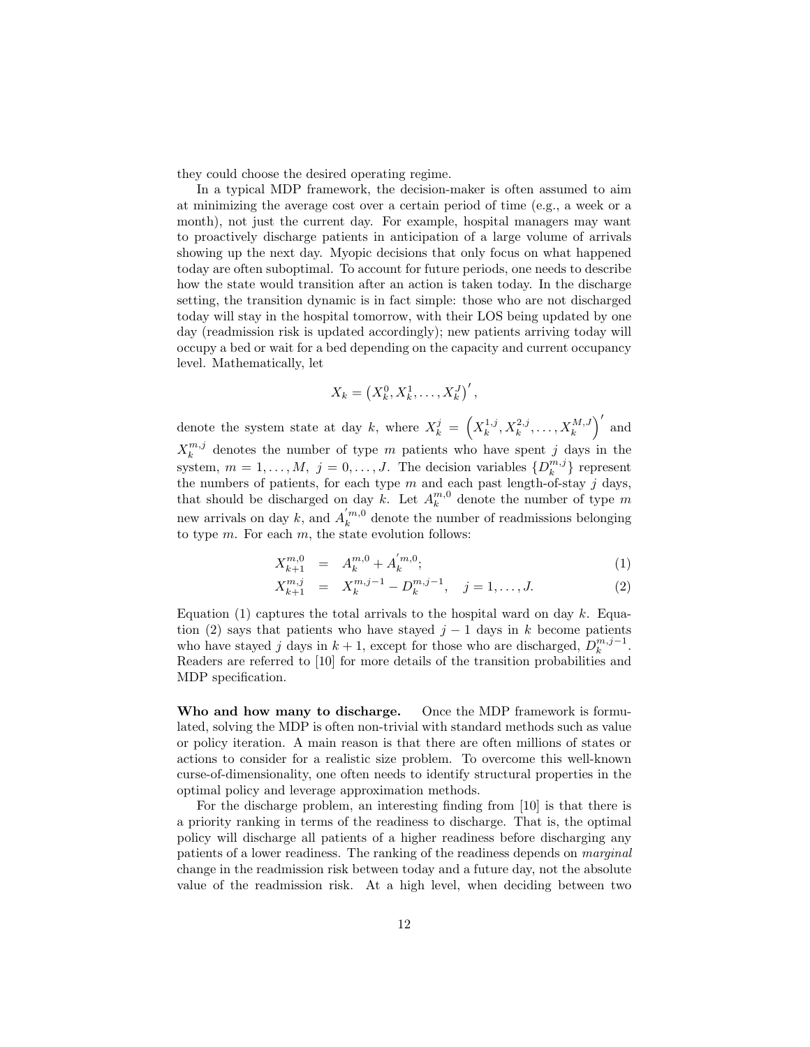they could choose the desired operating regime.

In a typical MDP framework, the decision-maker is often assumed to aim at minimizing the average cost over a certain period of time (e.g., a week or a month), not just the current day. For example, hospital managers may want to proactively discharge patients in anticipation of a large volume of arrivals showing up the next day. Myopic decisions that only focus on what happened today are often suboptimal. To account for future periods, one needs to describe how the state would transition after an action is taken today. In the discharge setting, the transition dynamic is in fact simple: those who are not discharged today will stay in the hospital tomorrow, with their LOS being updated by one day (readmission risk is updated accordingly); new patients arriving today will occupy a bed or wait for a bed depending on the capacity and current occupancy level. Mathematically, let

$$X_k = \left(X_k^0, X_k^1, \ldots, X_k^J\right)',$$

denote the system state at day $k$, where $X_k^j = \left(X_k^{1,j}, X_k^{2,j}, \ldots, X_k^{M,J}\right)'$ and $X_k^{m,j}$ denotes the number of type $m$ patients who have spent $j$ days in the system, $m = 1, \ldots, M,\ j = 0, \ldots, J$. The decision variables $\{D_k^{m,j}\}$ represent the numbers of patients, for each type $m$ and each past length-of-stay $j$ days, that should be discharged on day $k$. Let $A_k^{m,0}$ denote the number of type $m$ new arrivals on day $k$, and $A_k^{'m,0}$ denote the number of readmissions belonging to type $m$. For each $m$, the state evolution follows:

$$X_{k+1}^{m,0} = A_k^{m,0} + A_k^{'m,0}; \tag{1}$$

$$X_{k+1}^{m,j} = X_k^{m,j-1} - D_k^{m,j-1}, \quad j = 1, \ldots, J. \tag{2}$$

Equation (1) captures the total arrivals to the hospital ward on day $k$. Equation (2) says that patients who have stayed $j-1$ days in $k$ become patients who have stayed $j$ days in $k+1$, except for those who are discharged, $D_k^{m,j-1}$. Readers are referred to [10] for more details of the transition probabilities and MDP specification.

**Who and how many to discharge.** Once the MDP framework is formulated, solving the MDP is often non-trivial with standard methods such as value or policy iteration. A main reason is that there are often millions of states or actions to consider for a realistic size problem. To overcome this well-known curse-of-dimensionality, one often needs to identify structural properties in the optimal policy and leverage approximation methods.

For the discharge problem, an interesting finding from [10] is that there is a priority ranking in terms of the readiness to discharge. That is, the optimal policy will discharge all patients of a higher readiness before discharging any patients of a lower readiness. The ranking of the readiness depends on *marginal* change in the readmission risk between today and a future day, not the absolute value of the readmission risk. At a high level, when deciding between two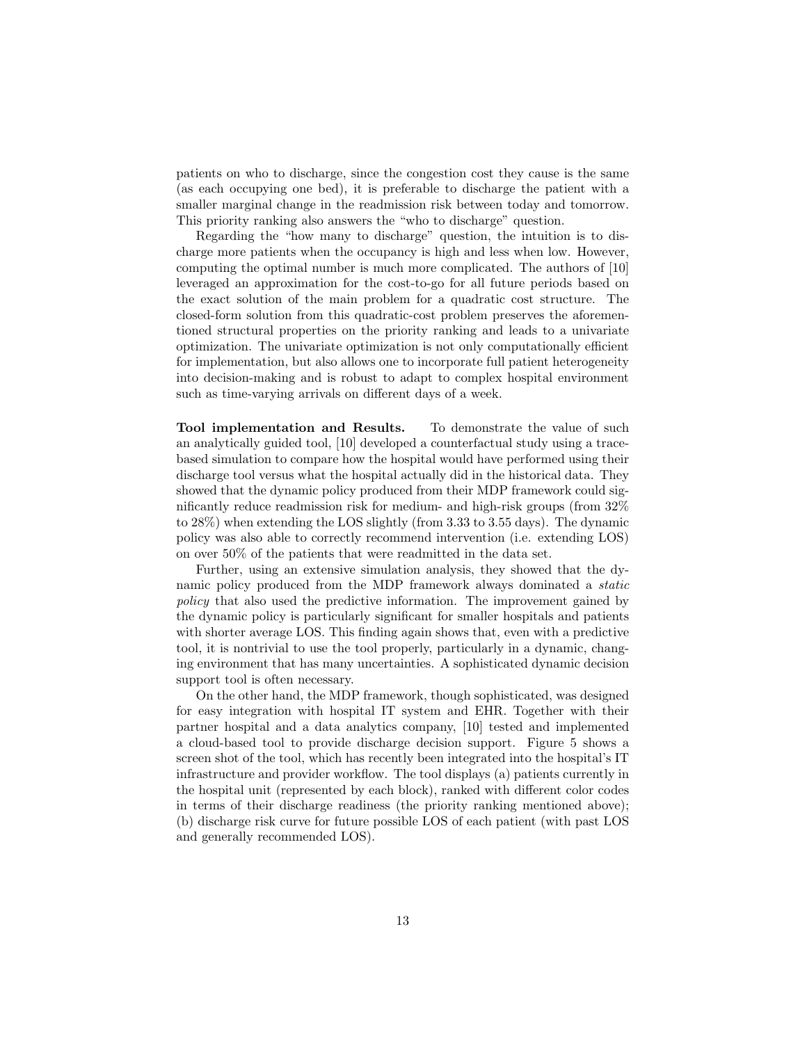patients on who to discharge, since the congestion cost they cause is the same (as each occupying one bed), it is preferable to discharge the patient with a smaller marginal change in the readmission risk between today and tomorrow. This priority ranking also answers the "who to discharge" question.

Regarding the "how many to discharge" question, the intuition is to discharge more patients when the occupancy is high and less when low. However, computing the optimal number is much more complicated. The authors of [10] leveraged an approximation for the cost-to-go for all future periods based on the exact solution of the main problem for a quadratic cost structure. The closed-form solution from this quadratic-cost problem preserves the aforementioned structural properties on the priority ranking and leads to a univariate optimization. The univariate optimization is not only computationally efficient for implementation, but also allows one to incorporate full patient heterogeneity into decision-making and is robust to adapt to complex hospital environment such as time-varying arrivals on different days of a week.

**Tool implementation and Results.** To demonstrate the value of such an analytically guided tool, [10] developed a counterfactual study using a trace-based simulation to compare how the hospital would have performed using their discharge tool versus what the hospital actually did in the historical data. They showed that the dynamic policy produced from their MDP framework could significantly reduce readmission risk for medium- and high-risk groups (from 32% to 28%) when extending the LOS slightly (from 3.33 to 3.55 days). The dynamic policy was also able to correctly recommend intervention (i.e. extending LOS) on over 50% of the patients that were readmitted in the data set.

Further, using an extensive simulation analysis, they showed that the dynamic policy produced from the MDP framework always dominated a *static policy* that also used the predictive information. The improvement gained by the dynamic policy is particularly significant for smaller hospitals and patients with shorter average LOS. This finding again shows that, even with a predictive tool, it is nontrivial to use the tool properly, particularly in a dynamic, changing environment that has many uncertainties. A sophisticated dynamic decision support tool is often necessary.

On the other hand, the MDP framework, though sophisticated, was designed for easy integration with hospital IT system and EHR. Together with their partner hospital and a data analytics company, [10] tested and implemented a cloud-based tool to provide discharge decision support. Figure 5 shows a screen shot of the tool, which has recently been integrated into the hospital's IT infrastructure and provider workflow. The tool displays (a) patients currently in the hospital unit (represented by each block), ranked with different color codes in terms of their discharge readiness (the priority ranking mentioned above); (b) discharge risk curve for future possible LOS of each patient (with past LOS and generally recommended LOS).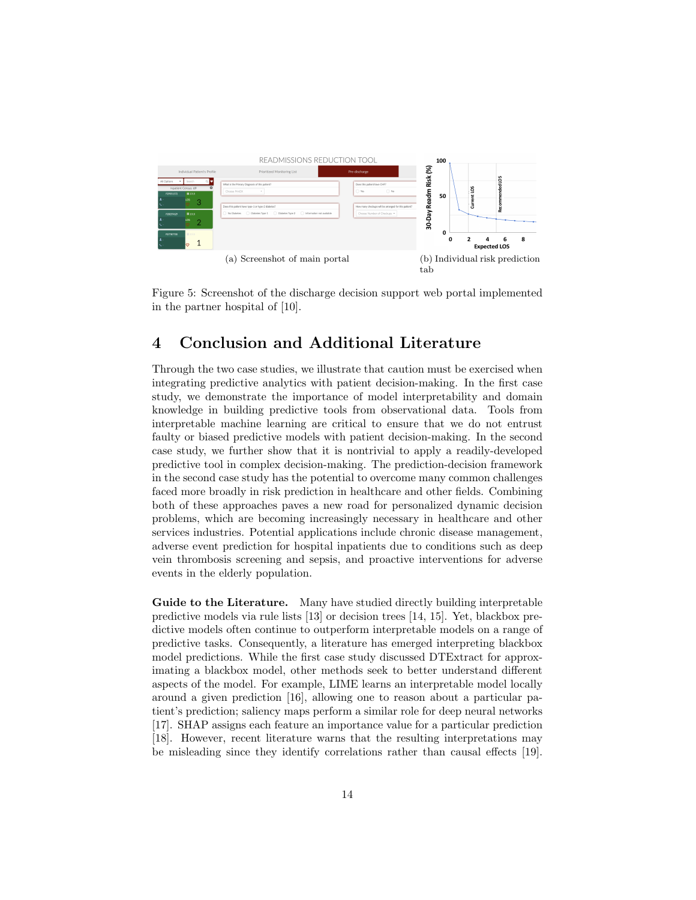(a) Screenshot of main portal

(b) Individual risk prediction tab

Figure 5: Screenshot of the discharge decision support web portal implemented in the partner hospital of [10].

## 4 Conclusion and Additional Literature

Through the two case studies, we illustrate that caution must be exercised when integrating predictive analytics with patient decision-making. In the first case study, we demonstrate the importance of model interpretability and domain knowledge in building predictive tools from observational data. Tools from interpretable machine learning are critical to ensure that we do not entrust faulty or biased predictive models with patient decision-making. In the second case study, we further show that it is nontrivial to apply a readily-developed predictive tool in complex decision-making. The prediction-decision framework in the second case study has the potential to overcome many common challenges faced more broadly in risk prediction in healthcare and other fields. Combining both of these approaches paves a new road for personalized dynamic decision problems, which are becoming increasingly necessary in healthcare and other services industries. Potential applications include chronic disease management, adverse event prediction for hospital inpatients due to conditions such as deep vein thrombosis screening and sepsis, and proactive interventions for adverse events in the elderly population.

**Guide to the Literature.** Many have studied directly building interpretable predictive models via rule lists [13] or decision trees [14, 15]. Yet, blackbox predictive models often continue to outperform interpretable models on a range of predictive tasks. Consequently, a literature has emerged interpreting blackbox model predictions. While the first case study discussed DTExtract for approximating a blackbox model, other methods seek to better understand different aspects of the model. For example, LIME learns an interpretable model locally around a given prediction [16], allowing one to reason about a particular patient's prediction; saliency maps perform a similar role for deep neural networks [17]. SHAP assigns each feature an importance value for a particular prediction [18]. However, recent literature warns that the resulting interpretations may be misleading since they identify correlations rather than causal effects [19].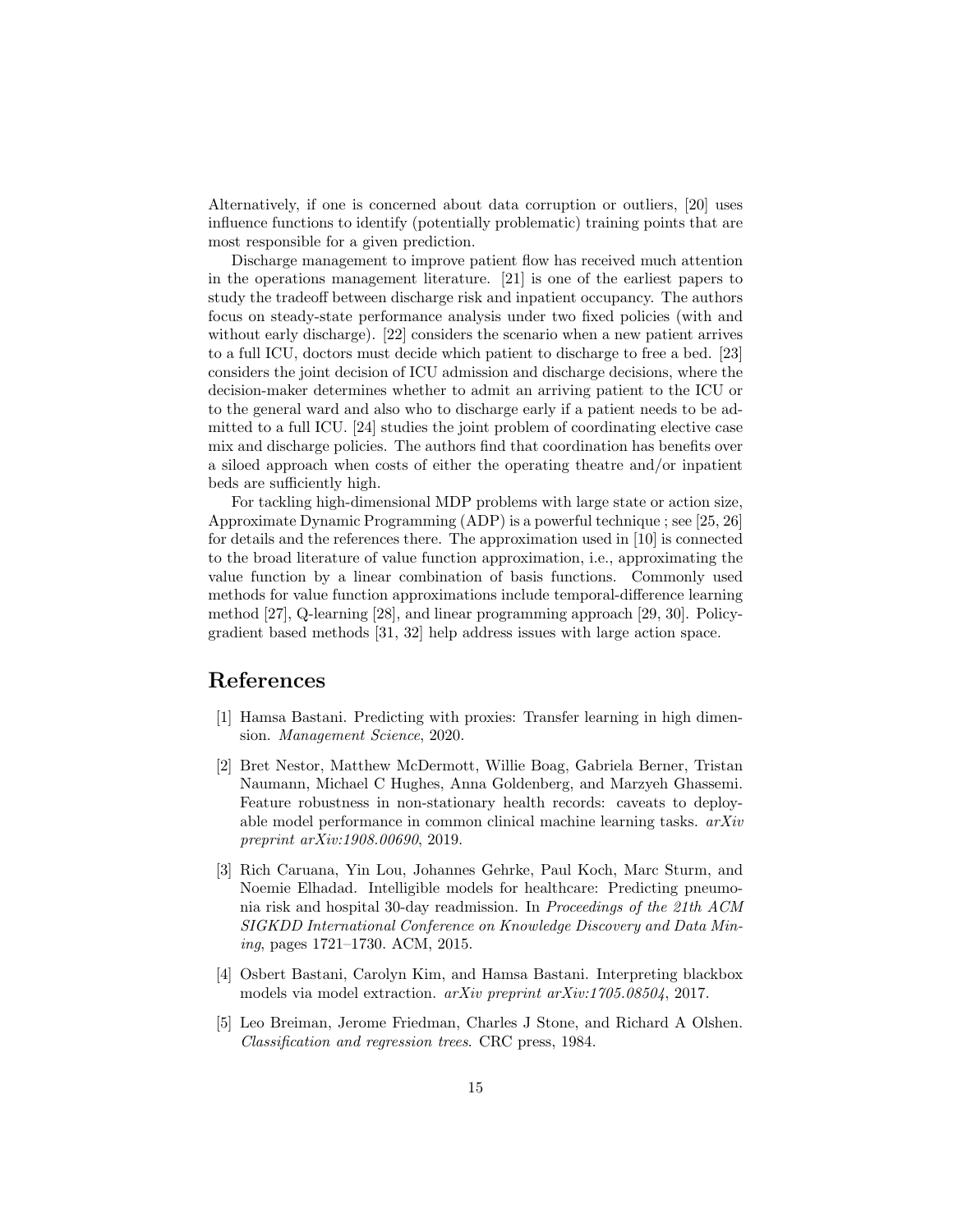Alternatively, if one is concerned about data corruption or outliers, [20] uses influence functions to identify (potentially problematic) training points that are most responsible for a given prediction.

Discharge management to improve patient flow has received much attention in the operations management literature. [21] is one of the earliest papers to study the tradeoff between discharge risk and inpatient occupancy. The authors focus on steady-state performance analysis under two fixed policies (with and without early discharge). [22] considers the scenario when a new patient arrives to a full ICU, doctors must decide which patient to discharge to free a bed. [23] considers the joint decision of ICU admission and discharge decisions, where the decision-maker determines whether to admit an arriving patient to the ICU or to the general ward and also who to discharge early if a patient needs to be admitted to a full ICU. [24] studies the joint problem of coordinating elective case mix and discharge policies. The authors find that coordination has benefits over a siloed approach when costs of either the operating theatre and/or inpatient beds are sufficiently high.

For tackling high-dimensional MDP problems with large state or action size, Approximate Dynamic Programming (ADP) is a powerful technique ; see [25, 26] for details and the references there. The approximation used in [10] is connected to the broad literature of value function approximation, i.e., approximating the value function by a linear combination of basis functions. Commonly used methods for value function approximations include temporal-difference learning method [27], Q-learning [28], and linear programming approach [29, 30]. Policy-gradient based methods [31, 32] help address issues with large action space.

# References

[1] Hamsa Bastani. Predicting with proxies: Transfer learning in high dimension. *Management Science*, 2020.

[2] Bret Nestor, Matthew McDermott, Willie Boag, Gabriela Berner, Tristan Naumann, Michael C Hughes, Anna Goldenberg, and Marzyeh Ghassemi. Feature robustness in non-stationary health records: caveats to deployable model performance in common clinical machine learning tasks. *arXiv preprint arXiv:1908.00690*, 2019.

[3] Rich Caruana, Yin Lou, Johannes Gehrke, Paul Koch, Marc Sturm, and Noemie Elhadad. Intelligible models for healthcare: Predicting pneumonia risk and hospital 30-day readmission. In *Proceedings of the 21th ACM SIGKDD International Conference on Knowledge Discovery and Data Mining*, pages 1721–1730. ACM, 2015.

[4] Osbert Bastani, Carolyn Kim, and Hamsa Bastani. Interpreting blackbox models via model extraction. *arXiv preprint arXiv:1705.08504*, 2017.

[5] Leo Breiman, Jerome Friedman, Charles J Stone, and Richard A Olshen. *Classification and regression trees*. CRC press, 1984.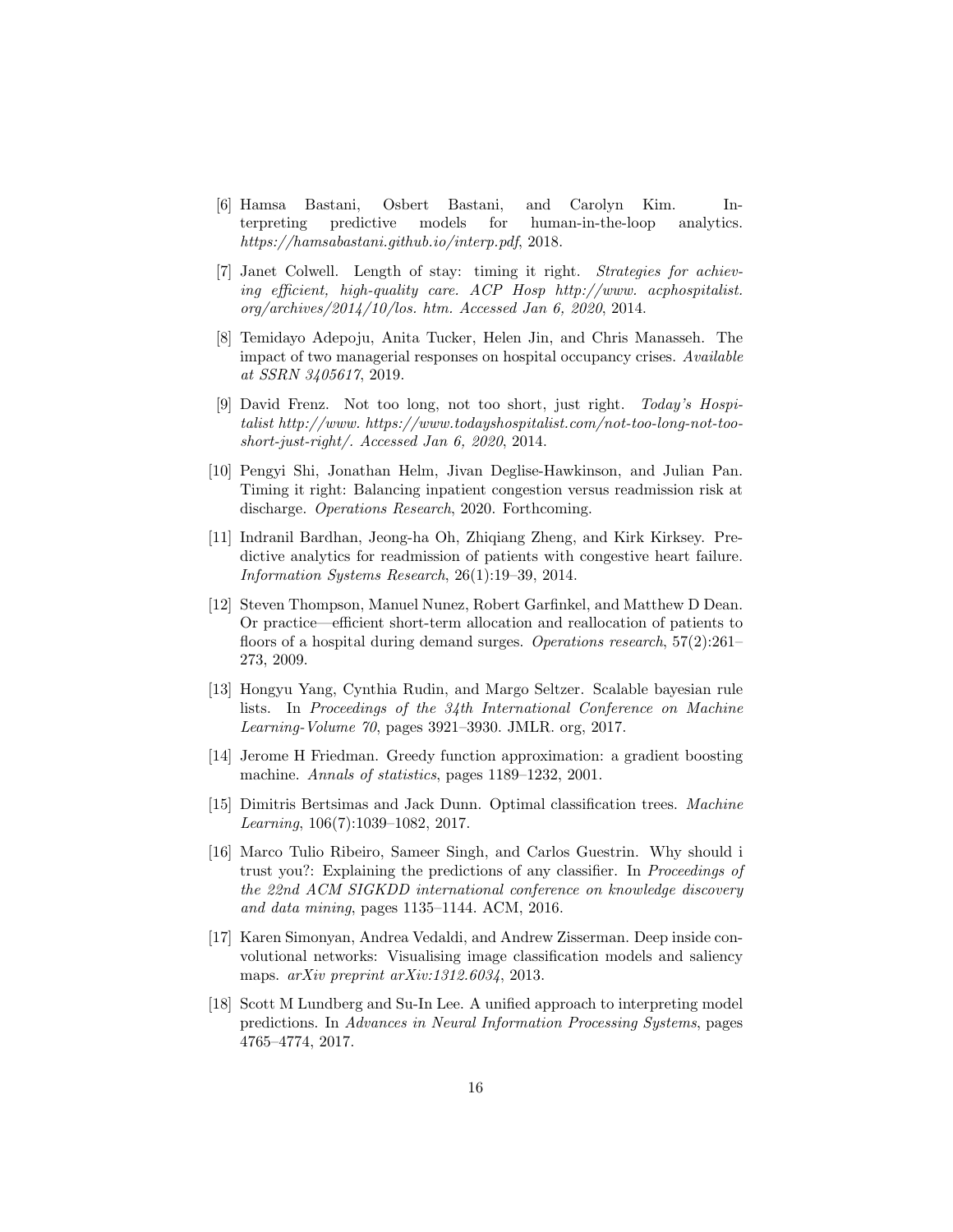[6] Hamsa Bastani, Osbert Bastani, and Carolyn Kim. Interpreting predictive models for human-in-the-loop analytics. *https://hamsabastani.github.io/interp.pdf*, 2018.

[7] Janet Colwell. Length of stay: timing it right. *Strategies for achieving efficient, high-quality care. ACP Hosp http://www. acphospitalist. org/archives/2014/10/los. htm. Accessed Jan 6, 2020*, 2014.

[8] Temidayo Adepoju, Anita Tucker, Helen Jin, and Chris Manasseh. The impact of two managerial responses on hospital occupancy crises. *Available at SSRN 3405617*, 2019.

[9] David Frenz. Not too long, not too short, just right. *Today's Hospitalist http://www. https://www.todayshospitalist.com/not-too-long-not-too-short-just-right/. Accessed Jan 6, 2020*, 2014.

[10] Pengyi Shi, Jonathan Helm, Jivan Deglise-Hawkinson, and Julian Pan. Timing it right: Balancing inpatient congestion versus readmission risk at discharge. *Operations Research*, 2020. Forthcoming.

[11] Indranil Bardhan, Jeong-ha Oh, Zhiqiang Zheng, and Kirk Kirksey. Predictive analytics for readmission of patients with congestive heart failure. *Information Systems Research*, 26(1):19–39, 2014.

[12] Steven Thompson, Manuel Nunez, Robert Garfinkel, and Matthew D Dean. Or practice—efficient short-term allocation and reallocation of patients to floors of a hospital during demand surges. *Operations research*, 57(2):261–273, 2009.

[13] Hongyu Yang, Cynthia Rudin, and Margo Seltzer. Scalable bayesian rule lists. In *Proceedings of the 34th International Conference on Machine Learning-Volume 70*, pages 3921–3930. JMLR. org, 2017.

[14] Jerome H Friedman. Greedy function approximation: a gradient boosting machine. *Annals of statistics*, pages 1189–1232, 2001.

[15] Dimitris Bertsimas and Jack Dunn. Optimal classification trees. *Machine Learning*, 106(7):1039–1082, 2017.

[16] Marco Tulio Ribeiro, Sameer Singh, and Carlos Guestrin. Why should i trust you?: Explaining the predictions of any classifier. In *Proceedings of the 22nd ACM SIGKDD international conference on knowledge discovery and data mining*, pages 1135–1144. ACM, 2016.

[17] Karen Simonyan, Andrea Vedaldi, and Andrew Zisserman. Deep inside convolutional networks: Visualising image classification models and saliency maps. *arXiv preprint arXiv:1312.6034*, 2013.

[18] Scott M Lundberg and Su-In Lee. A unified approach to interpreting model predictions. In *Advances in Neural Information Processing Systems*, pages 4765–4774, 2017.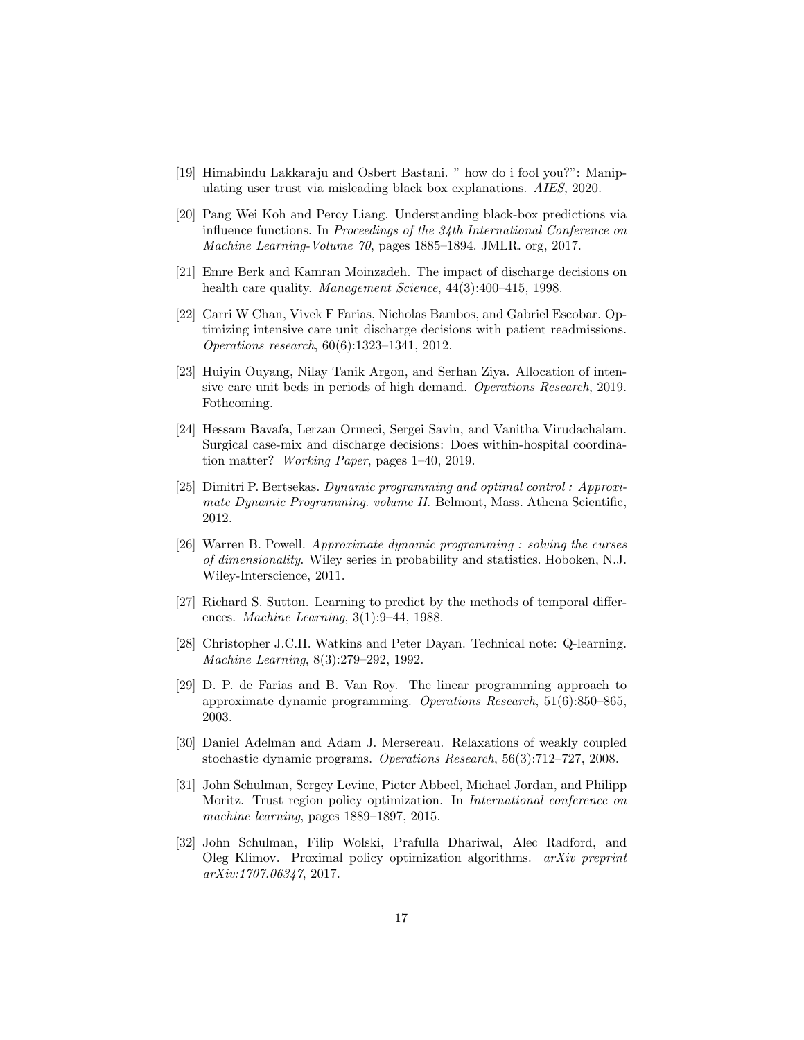[19] Himabindu Lakkaraju and Osbert Bastani. " how do i fool you?": Manipulating user trust via misleading black box explanations. *AIES*, 2020.

[20] Pang Wei Koh and Percy Liang. Understanding black-box predictions via influence functions. In *Proceedings of the 34th International Conference on Machine Learning-Volume 70*, pages 1885–1894. JMLR. org, 2017.

[21] Emre Berk and Kamran Moinzadeh. The impact of discharge decisions on health care quality. *Management Science*, 44(3):400–415, 1998.

[22] Carri W Chan, Vivek F Farias, Nicholas Bambos, and Gabriel Escobar. Optimizing intensive care unit discharge decisions with patient readmissions. *Operations research*, 60(6):1323–1341, 2012.

[23] Huiyin Ouyang, Nilay Tanik Argon, and Serhan Ziya. Allocation of intensive care unit beds in periods of high demand. *Operations Research*, 2019. Fothcoming.

[24] Hessam Bavafa, Lerzan Ormeci, Sergei Savin, and Vanitha Virudachalam. Surgical case-mix and discharge decisions: Does within-hospital coordination matter? *Working Paper*, pages 1–40, 2019.

[25] Dimitri P. Bertsekas. *Dynamic programming and optimal control : Approximate Dynamic Programming. volume II*. Belmont, Mass. Athena Scientific, 2012.

[26] Warren B. Powell. *Approximate dynamic programming : solving the curses of dimensionality*. Wiley series in probability and statistics. Hoboken, N.J. Wiley-Interscience, 2011.

[27] Richard S. Sutton. Learning to predict by the methods of temporal differences. *Machine Learning*, 3(1):9–44, 1988.

[28] Christopher J.C.H. Watkins and Peter Dayan. Technical note: Q-learning. *Machine Learning*, 8(3):279–292, 1992.

[29] D. P. de Farias and B. Van Roy. The linear programming approach to approximate dynamic programming. *Operations Research*, 51(6):850–865, 2003.

[30] Daniel Adelman and Adam J. Mersereau. Relaxations of weakly coupled stochastic dynamic programs. *Operations Research*, 56(3):712–727, 2008.

[31] John Schulman, Sergey Levine, Pieter Abbeel, Michael Jordan, and Philipp Moritz. Trust region policy optimization. In *International conference on machine learning*, pages 1889–1897, 2015.

[32] John Schulman, Filip Wolski, Prafulla Dhariwal, Alec Radford, and Oleg Klimov. Proximal policy optimization algorithms. *arXiv preprint arXiv:1707.06347*, 2017.